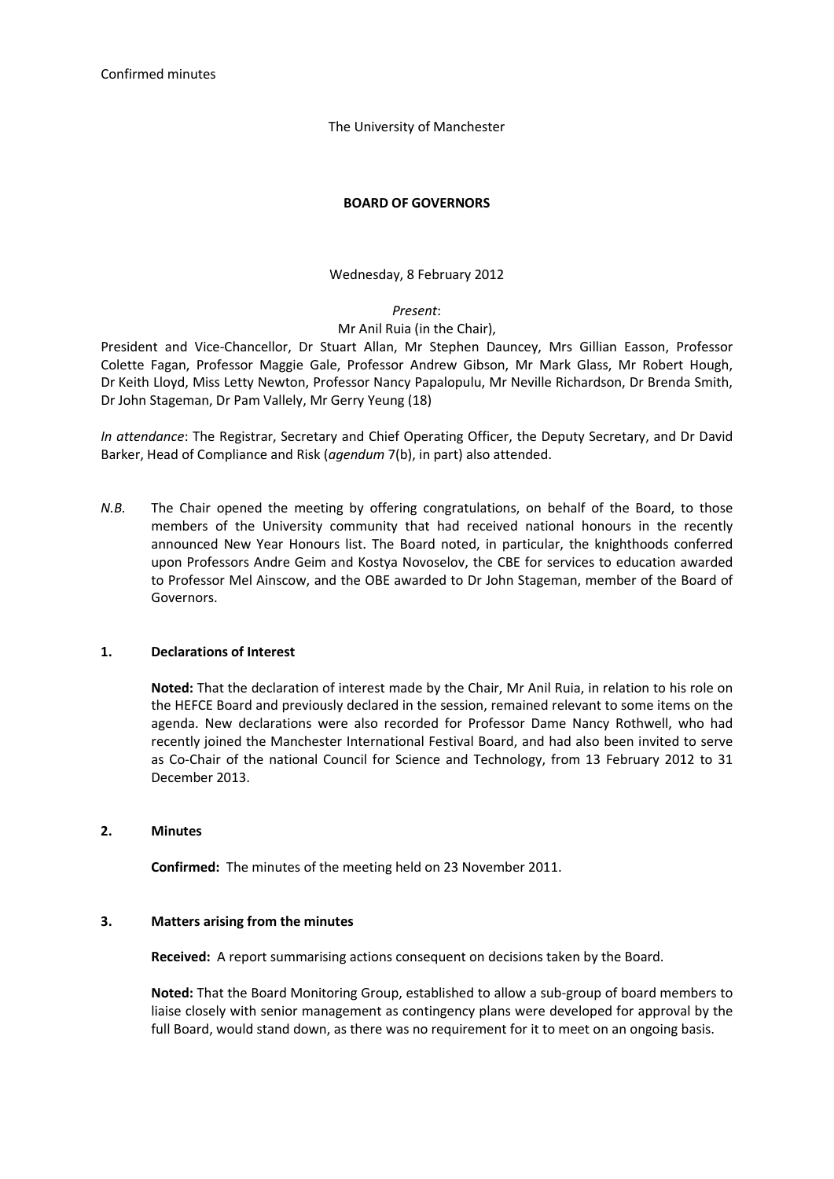Confirmed minutes

The University of Manchester

**BOARD OF GOVERNORS**

Wednesday, 8 February 2012

*Present*:
Mr Anil Ruia (in the Chair),
President and Vice-Chancellor, Dr Stuart Allan, Mr Stephen Dauncey, Mrs Gillian Easson, Professor Colette Fagan, Professor Maggie Gale, Professor Andrew Gibson, Mr Mark Glass, Mr Robert Hough, Dr Keith Lloyd, Miss Letty Newton, Professor Nancy Papalopulu, Mr Neville Richardson, Dr Brenda Smith, Dr John Stageman, Dr Pam Vallely, Mr Gerry Yeung (18)

*In attendance*: The Registrar, Secretary and Chief Operating Officer, the Deputy Secretary, and Dr David Barker, Head of Compliance and Risk (*agendum* 7(b), in part) also attended.

*N.B.* The Chair opened the meeting by offering congratulations, on behalf of the Board, to those members of the University community that had received national honours in the recently announced New Year Honours list. The Board noted, in particular, the knighthoods conferred upon Professors Andre Geim and Kostya Novoselov, the CBE for services to education awarded to Professor Mel Ainscow, and the OBE awarded to Dr John Stageman, member of the Board of Governors.

## 1. Declarations of Interest

**Noted:** That the declaration of interest made by the Chair, Mr Anil Ruia, in relation to his role on the HEFCE Board and previously declared in the session, remained relevant to some items on the agenda. New declarations were also recorded for Professor Dame Nancy Rothwell, who had recently joined the Manchester International Festival Board, and had also been invited to serve as Co-Chair of the national Council for Science and Technology, from 13 February 2012 to 31 December 2013.

## 2. Minutes

**Confirmed:** The minutes of the meeting held on 23 November 2011.

## 3. Matters arising from the minutes

**Received:** A report summarising actions consequent on decisions taken by the Board.

**Noted:** That the Board Monitoring Group, established to allow a sub-group of board members to liaise closely with senior management as contingency plans were developed for approval by the full Board, would stand down, as there was no requirement for it to meet on an ongoing basis.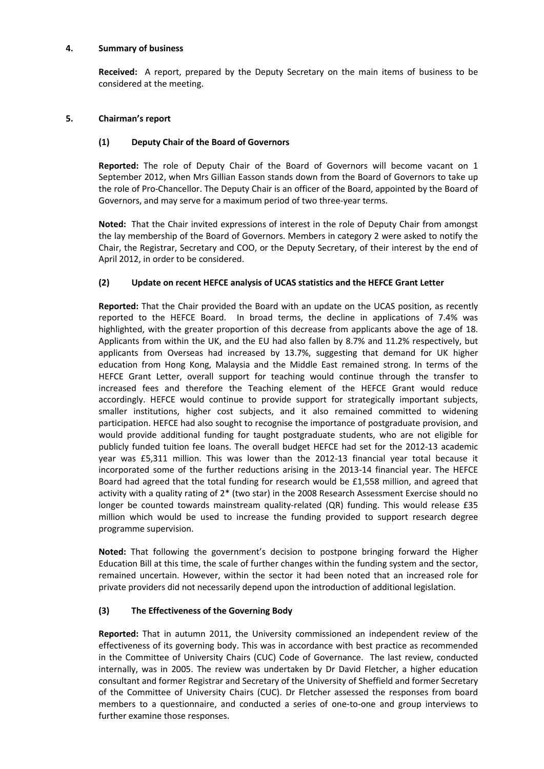## 4. Summary of business

**Received:** A report, prepared by the Deputy Secretary on the main items of business to be considered at the meeting.

## 5. Chairman's report

### (1) Deputy Chair of the Board of Governors

**Reported:** The role of Deputy Chair of the Board of Governors will become vacant on 1 September 2012, when Mrs Gillian Easson stands down from the Board of Governors to take up the role of Pro-Chancellor. The Deputy Chair is an officer of the Board, appointed by the Board of Governors, and may serve for a maximum period of two three-year terms.

**Noted:** That the Chair invited expressions of interest in the role of Deputy Chair from amongst the lay membership of the Board of Governors. Members in category 2 were asked to notify the Chair, the Registrar, Secretary and COO, or the Deputy Secretary, of their interest by the end of April 2012, in order to be considered.

### (2) Update on recent HEFCE analysis of UCAS statistics and the HEFCE Grant Letter

**Reported:** That the Chair provided the Board with an update on the UCAS position, as recently reported to the HEFCE Board. In broad terms, the decline in applications of 7.4% was highlighted, with the greater proportion of this decrease from applicants above the age of 18. Applicants from within the UK, and the EU had also fallen by 8.7% and 11.2% respectively, but applicants from Overseas had increased by 13.7%, suggesting that demand for UK higher education from Hong Kong, Malaysia and the Middle East remained strong. In terms of the HEFCE Grant Letter, overall support for teaching would continue through the transfer to increased fees and therefore the Teaching element of the HEFCE Grant would reduce accordingly. HEFCE would continue to provide support for strategically important subjects, smaller institutions, higher cost subjects, and it also remained committed to widening participation. HEFCE had also sought to recognise the importance of postgraduate provision, and would provide additional funding for taught postgraduate students, who are not eligible for publicly funded tuition fee loans. The overall budget HEFCE had set for the 2012-13 academic year was £5,311 million. This was lower than the 2012-13 financial year total because it incorporated some of the further reductions arising in the 2013-14 financial year. The HEFCE Board had agreed that the total funding for research would be £1,558 million, and agreed that activity with a quality rating of 2* (two star) in the 2008 Research Assessment Exercise should no longer be counted towards mainstream quality-related (QR) funding. This would release £35 million which would be used to increase the funding provided to support research degree programme supervision.

**Noted:** That following the government's decision to postpone bringing forward the Higher Education Bill at this time, the scale of further changes within the funding system and the sector, remained uncertain. However, within the sector it had been noted that an increased role for private providers did not necessarily depend upon the introduction of additional legislation.

### (3) The Effectiveness of the Governing Body

**Reported:** That in autumn 2011, the University commissioned an independent review of the effectiveness of its governing body. This was in accordance with best practice as recommended in the Committee of University Chairs (CUC) Code of Governance. The last review, conducted internally, was in 2005. The review was undertaken by Dr David Fletcher, a higher education consultant and former Registrar and Secretary of the University of Sheffield and former Secretary of the Committee of University Chairs (CUC). Dr Fletcher assessed the responses from board members to a questionnaire, and conducted a series of one-to-one and group interviews to further examine those responses.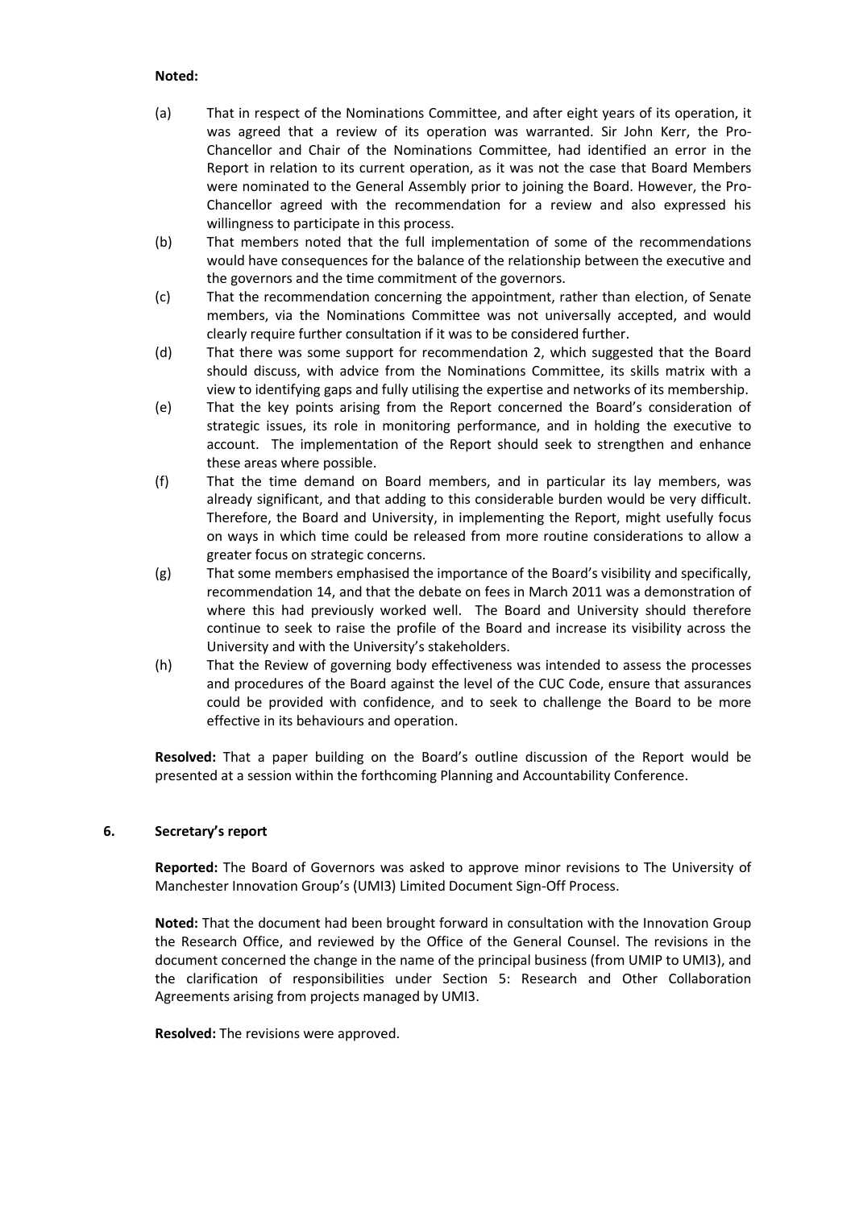**Noted:**

(a) That in respect of the Nominations Committee, and after eight years of its operation, it was agreed that a review of its operation was warranted. Sir John Kerr, the Pro-Chancellor and Chair of the Nominations Committee, had identified an error in the Report in relation to its current operation, as it was not the case that Board Members were nominated to the General Assembly prior to joining the Board. However, the Pro-Chancellor agreed with the recommendation for a review and also expressed his willingness to participate in this process.

(b) That members noted that the full implementation of some of the recommendations would have consequences for the balance of the relationship between the executive and the governors and the time commitment of the governors.

(c) That the recommendation concerning the appointment, rather than election, of Senate members, via the Nominations Committee was not universally accepted, and would clearly require further consultation if it was to be considered further.

(d) That there was some support for recommendation 2, which suggested that the Board should discuss, with advice from the Nominations Committee, its skills matrix with a view to identifying gaps and fully utilising the expertise and networks of its membership.

(e) That the key points arising from the Report concerned the Board's consideration of strategic issues, its role in monitoring performance, and in holding the executive to account. The implementation of the Report should seek to strengthen and enhance these areas where possible.

(f) That the time demand on Board members, and in particular its lay members, was already significant, and that adding to this considerable burden would be very difficult. Therefore, the Board and University, in implementing the Report, might usefully focus on ways in which time could be released from more routine considerations to allow a greater focus on strategic concerns.

(g) That some members emphasised the importance of the Board's visibility and specifically, recommendation 14, and that the debate on fees in March 2011 was a demonstration of where this had previously worked well. The Board and University should therefore continue to seek to raise the profile of the Board and increase its visibility across the University and with the University's stakeholders.

(h) That the Review of governing body effectiveness was intended to assess the processes and procedures of the Board against the level of the CUC Code, ensure that assurances could be provided with confidence, and to seek to challenge the Board to be more effective in its behaviours and operation.

**Resolved:** That a paper building on the Board's outline discussion of the Report would be presented at a session within the forthcoming Planning and Accountability Conference.

## 6. Secretary's report

**Reported:** The Board of Governors was asked to approve minor revisions to The University of Manchester Innovation Group's (UMI3) Limited Document Sign-Off Process.

**Noted:** That the document had been brought forward in consultation with the Innovation Group the Research Office, and reviewed by the Office of the General Counsel. The revisions in the document concerned the change in the name of the principal business (from UMIP to UMI3), and the clarification of responsibilities under Section 5: Research and Other Collaboration Agreements arising from projects managed by UMI3.

**Resolved:** The revisions were approved.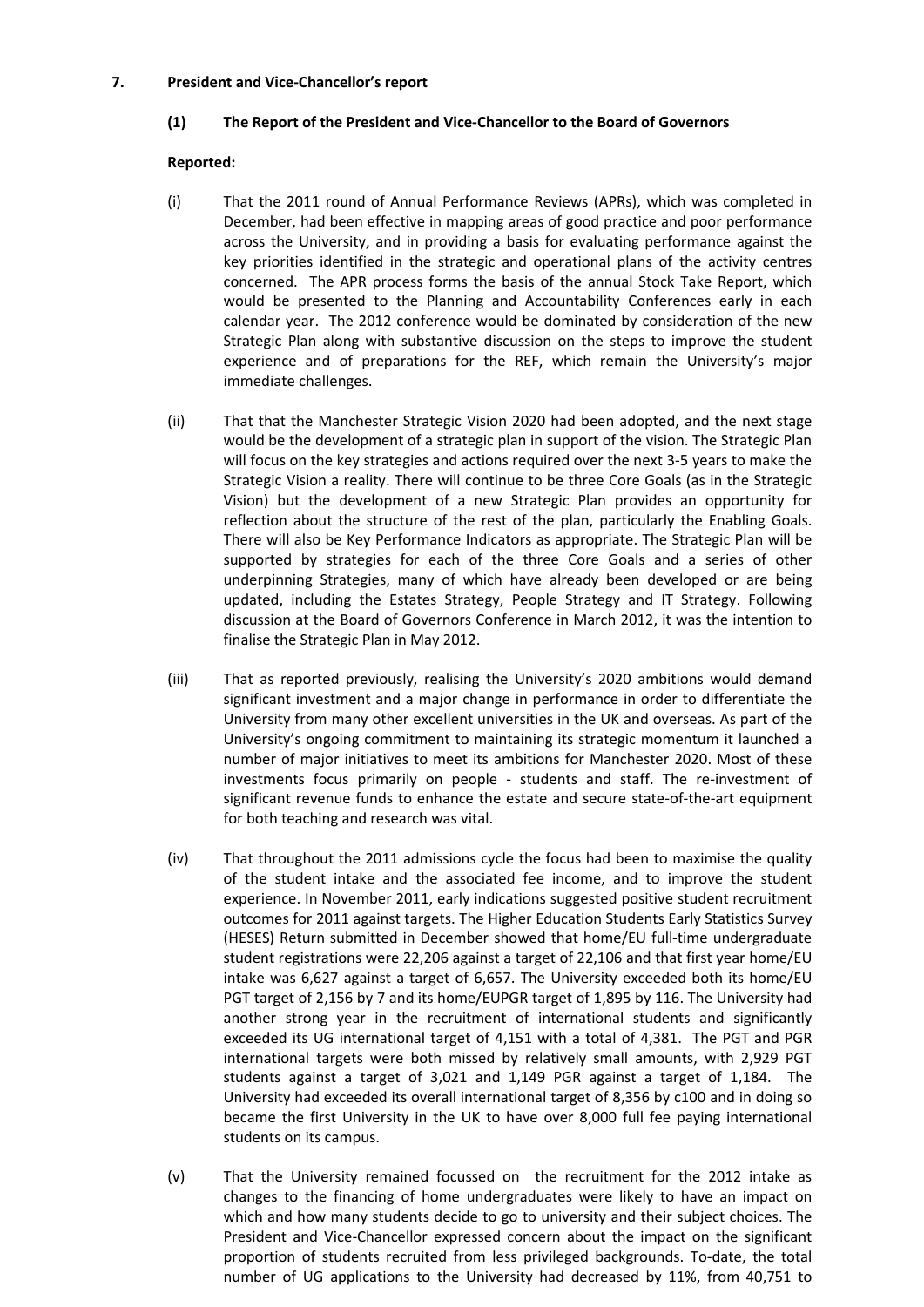## 7. President and Vice-Chancellor's report

### (1) The Report of the President and Vice-Chancellor to the Board of Governors

**Reported:**

(i) That the 2011 round of Annual Performance Reviews (APRs), which was completed in December, had been effective in mapping areas of good practice and poor performance across the University, and in providing a basis for evaluating performance against the key priorities identified in the strategic and operational plans of the activity centres concerned. The APR process forms the basis of the annual Stock Take Report, which would be presented to the Planning and Accountability Conferences early in each calendar year. The 2012 conference would be dominated by consideration of the new Strategic Plan along with substantive discussion on the steps to improve the student experience and of preparations for the REF, which remain the University's major immediate challenges.

(ii) That that the Manchester Strategic Vision 2020 had been adopted, and the next stage would be the development of a strategic plan in support of the vision. The Strategic Plan will focus on the key strategies and actions required over the next 3-5 years to make the Strategic Vision a reality. There will continue to be three Core Goals (as in the Strategic Vision) but the development of a new Strategic Plan provides an opportunity for reflection about the structure of the rest of the plan, particularly the Enabling Goals. There will also be Key Performance Indicators as appropriate. The Strategic Plan will be supported by strategies for each of the three Core Goals and a series of other underpinning Strategies, many of which have already been developed or are being updated, including the Estates Strategy, People Strategy and IT Strategy. Following discussion at the Board of Governors Conference in March 2012, it was the intention to finalise the Strategic Plan in May 2012.

(iii) That as reported previously, realising the University's 2020 ambitions would demand significant investment and a major change in performance in order to differentiate the University from many other excellent universities in the UK and overseas. As part of the University's ongoing commitment to maintaining its strategic momentum it launched a number of major initiatives to meet its ambitions for Manchester 2020. Most of these investments focus primarily on people - students and staff. The re-investment of significant revenue funds to enhance the estate and secure state-of-the-art equipment for both teaching and research was vital.

(iv) That throughout the 2011 admissions cycle the focus had been to maximise the quality of the student intake and the associated fee income, and to improve the student experience. In November 2011, early indications suggested positive student recruitment outcomes for 2011 against targets. The Higher Education Students Early Statistics Survey (HESES) Return submitted in December showed that home/EU full-time undergraduate student registrations were 22,206 against a target of 22,106 and that first year home/EU intake was 6,627 against a target of 6,657. The University exceeded both its home/EU PGT target of 2,156 by 7 and its home/EUPGR target of 1,895 by 116. The University had another strong year in the recruitment of international students and significantly exceeded its UG international target of 4,151 with a total of 4,381. The PGT and PGR international targets were both missed by relatively small amounts, with 2,929 PGT students against a target of 3,021 and 1,149 PGR against a target of 1,184. The University had exceeded its overall international target of 8,356 by c100 and in doing so became the first University in the UK to have over 8,000 full fee paying international students on its campus.

(v) That the University remained focussed on the recruitment for the 2012 intake as changes to the financing of home undergraduates were likely to have an impact on which and how many students decide to go to university and their subject choices. The President and Vice-Chancellor expressed concern about the impact on the significant proportion of students recruited from less privileged backgrounds. To-date, the total number of UG applications to the University had decreased by 11%, from 40,751 to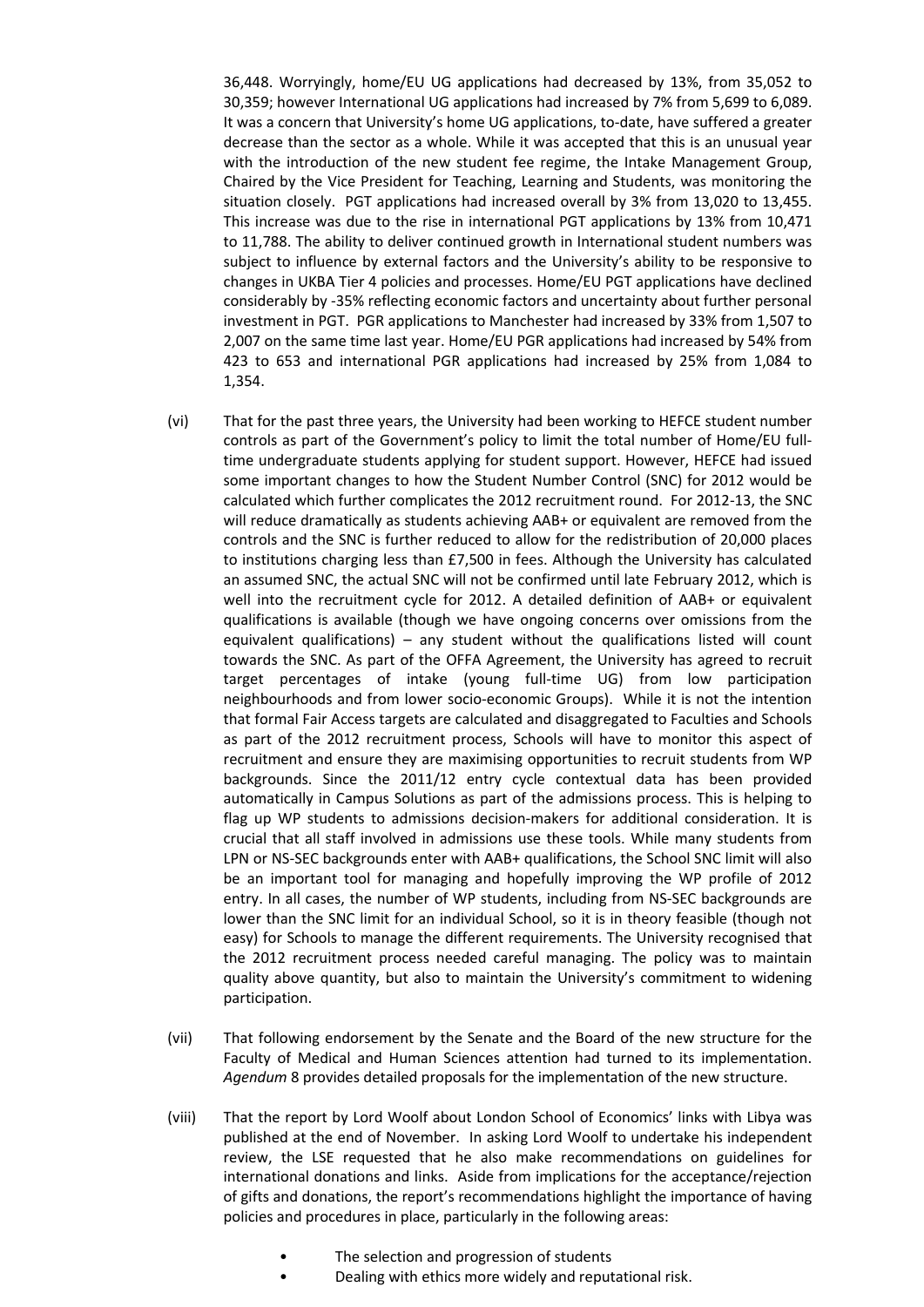36,448. Worryingly, home/EU UG applications had decreased by 13%, from 35,052 to 30,359; however International UG applications had increased by 7% from 5,699 to 6,089. It was a concern that University's home UG applications, to-date, have suffered a greater decrease than the sector as a whole. While it was accepted that this is an unusual year with the introduction of the new student fee regime, the Intake Management Group, Chaired by the Vice President for Teaching, Learning and Students, was monitoring the situation closely. PGT applications had increased overall by 3% from 13,020 to 13,455. This increase was due to the rise in international PGT applications by 13% from 10,471 to 11,788. The ability to deliver continued growth in International student numbers was subject to influence by external factors and the University's ability to be responsive to changes in UKBA Tier 4 policies and processes. Home/EU PGT applications have declined considerably by -35% reflecting economic factors and uncertainty about further personal investment in PGT. PGR applications to Manchester had increased by 33% from 1,507 to 2,007 on the same time last year. Home/EU PGR applications had increased by 54% from 423 to 653 and international PGR applications had increased by 25% from 1,084 to 1,354.

(vi) That for the past three years, the University had been working to HEFCE student number controls as part of the Government's policy to limit the total number of Home/EU full-time undergraduate students applying for student support. However, HEFCE had issued some important changes to how the Student Number Control (SNC) for 2012 would be calculated which further complicates the 2012 recruitment round. For 2012-13, the SNC will reduce dramatically as students achieving AAB+ or equivalent are removed from the controls and the SNC is further reduced to allow for the redistribution of 20,000 places to institutions charging less than £7,500 in fees. Although the University has calculated an assumed SNC, the actual SNC will not be confirmed until late February 2012, which is well into the recruitment cycle for 2012. A detailed definition of AAB+ or equivalent qualifications is available (though we have ongoing concerns over omissions from the equivalent qualifications) – any student without the qualifications listed will count towards the SNC. As part of the OFFA Agreement, the University has agreed to recruit target percentages of intake (young full-time UG) from low participation neighbourhoods and from lower socio-economic Groups). While it is not the intention that formal Fair Access targets are calculated and disaggregated to Faculties and Schools as part of the 2012 recruitment process, Schools will have to monitor this aspect of recruitment and ensure they are maximising opportunities to recruit students from WP backgrounds. Since the 2011/12 entry cycle contextual data has been provided automatically in Campus Solutions as part of the admissions process. This is helping to flag up WP students to admissions decision-makers for additional consideration. It is crucial that all staff involved in admissions use these tools. While many students from LPN or NS-SEC backgrounds enter with AAB+ qualifications, the School SNC limit will also be an important tool for managing and hopefully improving the WP profile of 2012 entry. In all cases, the number of WP students, including from NS-SEC backgrounds are lower than the SNC limit for an individual School, so it is in theory feasible (though not easy) for Schools to manage the different requirements. The University recognised that the 2012 recruitment process needed careful managing. The policy was to maintain quality above quantity, but also to maintain the University's commitment to widening participation.

(vii) That following endorsement by the Senate and the Board of the new structure for the Faculty of Medical and Human Sciences attention had turned to its implementation. *Agendum* 8 provides detailed proposals for the implementation of the new structure.

(viii) That the report by Lord Woolf about London School of Economics' links with Libya was published at the end of November. In asking Lord Woolf to undertake his independent review, the LSE requested that he also make recommendations on guidelines for international donations and links. Aside from implications for the acceptance/rejection of gifts and donations, the report's recommendations highlight the importance of having policies and procedures in place, particularly in the following areas:

- The selection and progression of students
- Dealing with ethics more widely and reputational risk.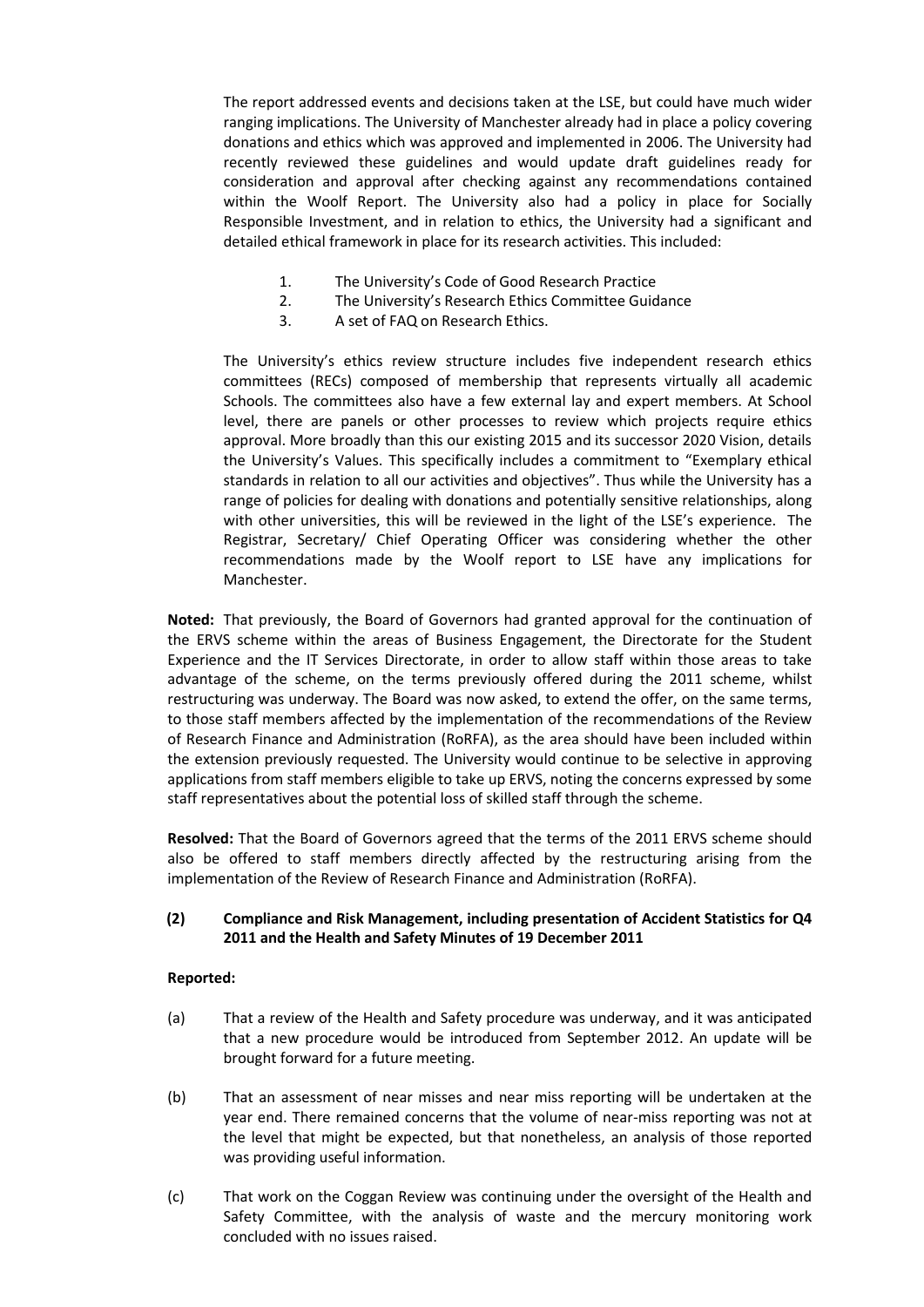The report addressed events and decisions taken at the LSE, but could have much wider ranging implications. The University of Manchester already had in place a policy covering donations and ethics which was approved and implemented in 2006. The University had recently reviewed these guidelines and would update draft guidelines ready for consideration and approval after checking against any recommendations contained within the Woolf Report. The University also had a policy in place for Socially Responsible Investment, and in relation to ethics, the University had a significant and detailed ethical framework in place for its research activities. This included:

1. The University's Code of Good Research Practice
2. The University's Research Ethics Committee Guidance
3. A set of FAQ on Research Ethics.

The University's ethics review structure includes five independent research ethics committees (RECs) composed of membership that represents virtually all academic Schools. The committees also have a few external lay and expert members. At School level, there are panels or other processes to review which projects require ethics approval. More broadly than this our existing 2015 and its successor 2020 Vision, details the University's Values. This specifically includes a commitment to "Exemplary ethical standards in relation to all our activities and objectives". Thus while the University has a range of policies for dealing with donations and potentially sensitive relationships, along with other universities, this will be reviewed in the light of the LSE's experience. The Registrar, Secretary/ Chief Operating Officer was considering whether the other recommendations made by the Woolf report to LSE have any implications for Manchester.

**Noted:** That previously, the Board of Governors had granted approval for the continuation of the ERVS scheme within the areas of Business Engagement, the Directorate for the Student Experience and the IT Services Directorate, in order to allow staff within those areas to take advantage of the scheme, on the terms previously offered during the 2011 scheme, whilst restructuring was underway. The Board was now asked, to extend the offer, on the same terms, to those staff members affected by the implementation of the recommendations of the Review of Research Finance and Administration (RoRFA), as the area should have been included within the extension previously requested. The University would continue to be selective in approving applications from staff members eligible to take up ERVS, noting the concerns expressed by some staff representatives about the potential loss of skilled staff through the scheme.

**Resolved:** That the Board of Governors agreed that the terms of the 2011 ERVS scheme should also be offered to staff members directly affected by the restructuring arising from the implementation of the Review of Research Finance and Administration (RoRFA).

**(2) Compliance and Risk Management, including presentation of Accident Statistics for Q4 2011 and the Health and Safety Minutes of 19 December 2011**

**Reported:**

(a) That a review of the Health and Safety procedure was underway, and it was anticipated that a new procedure would be introduced from September 2012. An update will be brought forward for a future meeting.

(b) That an assessment of near misses and near miss reporting will be undertaken at the year end. There remained concerns that the volume of near-miss reporting was not at the level that might be expected, but that nonetheless, an analysis of those reported was providing useful information.

(c) That work on the Coggan Review was continuing under the oversight of the Health and Safety Committee, with the analysis of waste and the mercury monitoring work concluded with no issues raised.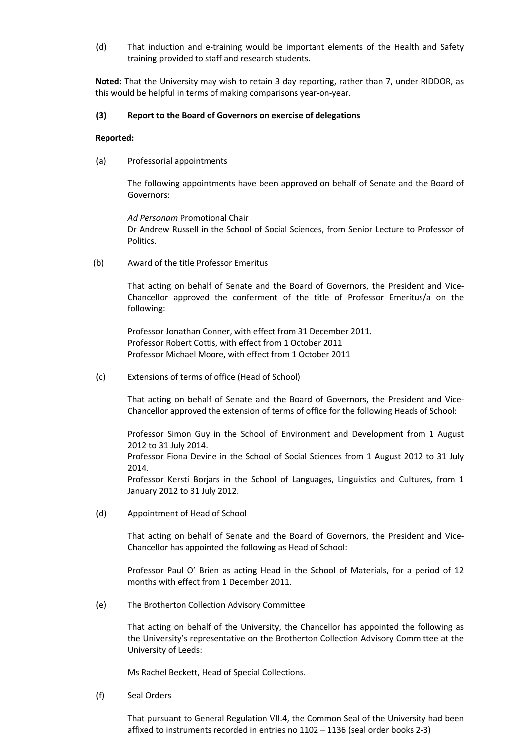(d) That induction and e-training would be important elements of the Health and Safety training provided to staff and research students.

**Noted:** That the University may wish to retain 3 day reporting, rather than 7, under RIDDOR, as this would be helpful in terms of making comparisons year-on-year.

**(3) Report to the Board of Governors on exercise of delegations**

**Reported:**

(a) Professorial appointments

The following appointments have been approved on behalf of Senate and the Board of Governors:

*Ad Personam* Promotional Chair
Dr Andrew Russell in the School of Social Sciences, from Senior Lecture to Professor of Politics.

(b) Award of the title Professor Emeritus

That acting on behalf of Senate and the Board of Governors, the President and Vice-Chancellor approved the conferment of the title of Professor Emeritus/a on the following:

Professor Jonathan Conner, with effect from 31 December 2011.
Professor Robert Cottis, with effect from 1 October 2011
Professor Michael Moore, with effect from 1 October 2011

(c) Extensions of terms of office (Head of School)

That acting on behalf of Senate and the Board of Governors, the President and Vice-Chancellor approved the extension of terms of office for the following Heads of School:

Professor Simon Guy in the School of Environment and Development from 1 August 2012 to 31 July 2014.
Professor Fiona Devine in the School of Social Sciences from 1 August 2012 to 31 July 2014.
Professor Kersti Borjars in the School of Languages, Linguistics and Cultures, from 1 January 2012 to 31 July 2012.

(d) Appointment of Head of School

That acting on behalf of Senate and the Board of Governors, the President and Vice-Chancellor has appointed the following as Head of School:

Professor Paul O' Brien as acting Head in the School of Materials, for a period of 12 months with effect from 1 December 2011.

(e) The Brotherton Collection Advisory Committee

That acting on behalf of the University, the Chancellor has appointed the following as the University's representative on the Brotherton Collection Advisory Committee at the University of Leeds:

Ms Rachel Beckett, Head of Special Collections.

(f) Seal Orders

That pursuant to General Regulation VII.4, the Common Seal of the University had been affixed to instruments recorded in entries no 1102 – 1136 (seal order books 2-3)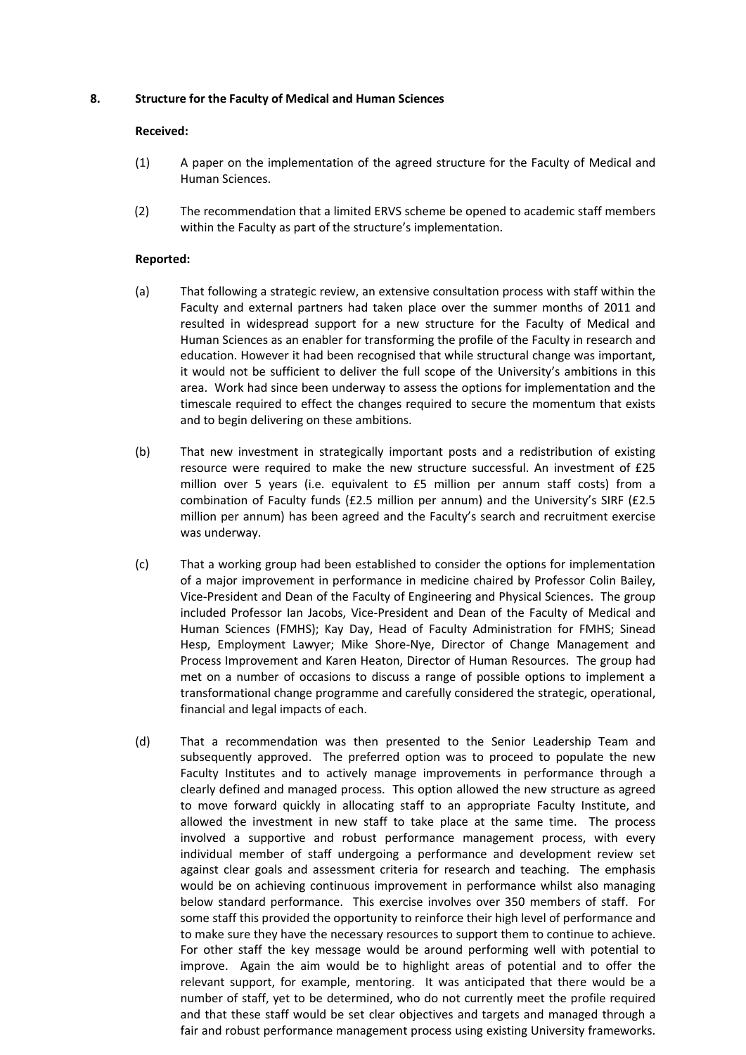## 8. Structure for the Faculty of Medical and Human Sciences

**Received:**

(1) A paper on the implementation of the agreed structure for the Faculty of Medical and Human Sciences.

(2) The recommendation that a limited ERVS scheme be opened to academic staff members within the Faculty as part of the structure's implementation.

**Reported:**

(a) That following a strategic review, an extensive consultation process with staff within the Faculty and external partners had taken place over the summer months of 2011 and resulted in widespread support for a new structure for the Faculty of Medical and Human Sciences as an enabler for transforming the profile of the Faculty in research and education. However it had been recognised that while structural change was important, it would not be sufficient to deliver the full scope of the University's ambitions in this area. Work had since been underway to assess the options for implementation and the timescale required to effect the changes required to secure the momentum that exists and to begin delivering on these ambitions.

(b) That new investment in strategically important posts and a redistribution of existing resource were required to make the new structure successful. An investment of £25 million over 5 years (i.e. equivalent to £5 million per annum staff costs) from a combination of Faculty funds (£2.5 million per annum) and the University's SIRF (£2.5 million per annum) has been agreed and the Faculty's search and recruitment exercise was underway.

(c) That a working group had been established to consider the options for implementation of a major improvement in performance in medicine chaired by Professor Colin Bailey, Vice-President and Dean of the Faculty of Engineering and Physical Sciences. The group included Professor Ian Jacobs, Vice-President and Dean of the Faculty of Medical and Human Sciences (FMHS); Kay Day, Head of Faculty Administration for FMHS; Sinead Hesp, Employment Lawyer; Mike Shore-Nye, Director of Change Management and Process Improvement and Karen Heaton, Director of Human Resources. The group had met on a number of occasions to discuss a range of possible options to implement a transformational change programme and carefully considered the strategic, operational, financial and legal impacts of each.

(d) That a recommendation was then presented to the Senior Leadership Team and subsequently approved. The preferred option was to proceed to populate the new Faculty Institutes and to actively manage improvements in performance through a clearly defined and managed process. This option allowed the new structure as agreed to move forward quickly in allocating staff to an appropriate Faculty Institute, and allowed the investment in new staff to take place at the same time. The process involved a supportive and robust performance management process, with every individual member of staff undergoing a performance and development review set against clear goals and assessment criteria for research and teaching. The emphasis would be on achieving continuous improvement in performance whilst also managing below standard performance. This exercise involves over 350 members of staff. For some staff this provided the opportunity to reinforce their high level of performance and to make sure they have the necessary resources to support them to continue to achieve. For other staff the key message would be around performing well with potential to improve. Again the aim would be to highlight areas of potential and to offer the relevant support, for example, mentoring. It was anticipated that there would be a number of staff, yet to be determined, who do not currently meet the profile required and that these staff would be set clear objectives and targets and managed through a fair and robust performance management process using existing University frameworks.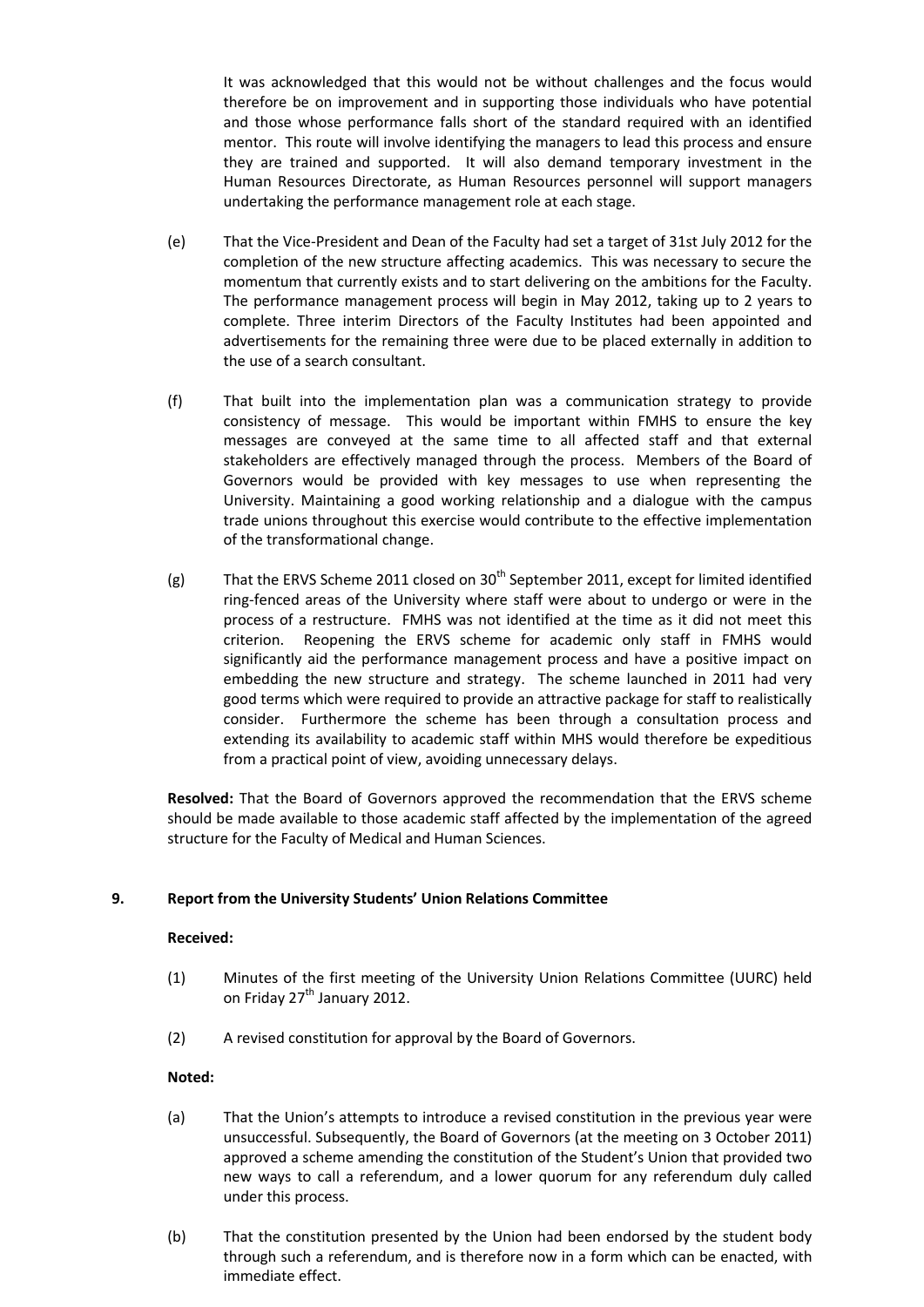It was acknowledged that this would not be without challenges and the focus would therefore be on improvement and in supporting those individuals who have potential and those whose performance falls short of the standard required with an identified mentor. This route will involve identifying the managers to lead this process and ensure they are trained and supported. It will also demand temporary investment in the Human Resources Directorate, as Human Resources personnel will support managers undertaking the performance management role at each stage.

(e) That the Vice-President and Dean of the Faculty had set a target of 31st July 2012 for the completion of the new structure affecting academics. This was necessary to secure the momentum that currently exists and to start delivering on the ambitions for the Faculty. The performance management process will begin in May 2012, taking up to 2 years to complete. Three interim Directors of the Faculty Institutes had been appointed and advertisements for the remaining three were due to be placed externally in addition to the use of a search consultant.

(f) That built into the implementation plan was a communication strategy to provide consistency of message. This would be important within FMHS to ensure the key messages are conveyed at the same time to all affected staff and that external stakeholders are effectively managed through the process. Members of the Board of Governors would be provided with key messages to use when representing the University. Maintaining a good working relationship and a dialogue with the campus trade unions throughout this exercise would contribute to the effective implementation of the transformational change.

(g) That the ERVS Scheme 2011 closed on 30th September 2011, except for limited identified ring-fenced areas of the University where staff were about to undergo or were in the process of a restructure. FMHS was not identified at the time as it did not meet this criterion. Reopening the ERVS scheme for academic only staff in FMHS would significantly aid the performance management process and have a positive impact on embedding the new structure and strategy. The scheme launched in 2011 had very good terms which were required to provide an attractive package for staff to realistically consider. Furthermore the scheme has been through a consultation process and extending its availability to academic staff within MHS would therefore be expeditious from a practical point of view, avoiding unnecessary delays.

**Resolved:** That the Board of Governors approved the recommendation that the ERVS scheme should be made available to those academic staff affected by the implementation of the agreed structure for the Faculty of Medical and Human Sciences.

## 9. Report from the University Students' Union Relations Committee

**Received:**

(1) Minutes of the first meeting of the University Union Relations Committee (UURC) held on Friday 27th January 2012.

(2) A revised constitution for approval by the Board of Governors.

**Noted:**

(a) That the Union's attempts to introduce a revised constitution in the previous year were unsuccessful. Subsequently, the Board of Governors (at the meeting on 3 October 2011) approved a scheme amending the constitution of the Student's Union that provided two new ways to call a referendum, and a lower quorum for any referendum duly called under this process.

(b) That the constitution presented by the Union had been endorsed by the student body through such a referendum, and is therefore now in a form which can be enacted, with immediate effect.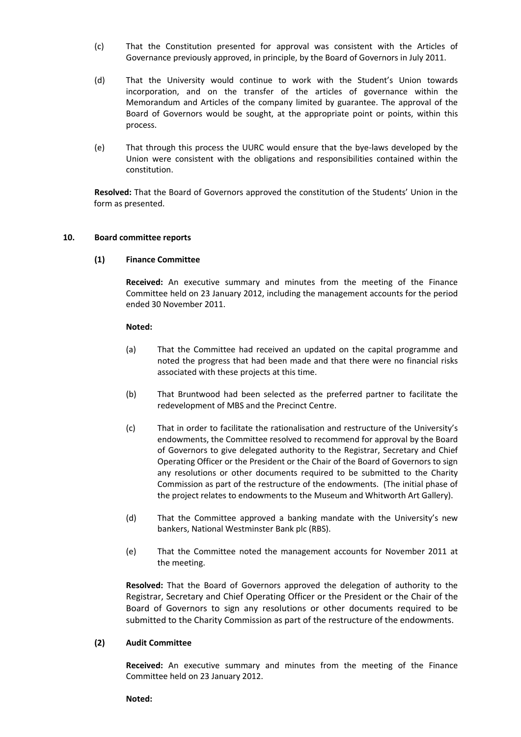(c) That the Constitution presented for approval was consistent with the Articles of Governance previously approved, in principle, by the Board of Governors in July 2011.

(d) That the University would continue to work with the Student's Union towards incorporation, and on the transfer of the articles of governance within the Memorandum and Articles of the company limited by guarantee. The approval of the Board of Governors would be sought, at the appropriate point or points, within this process.

(e) That through this process the UURC would ensure that the bye-laws developed by the Union were consistent with the obligations and responsibilities contained within the constitution.

**Resolved:** That the Board of Governors approved the constitution of the Students' Union in the form as presented.

**10. Board committee reports**

**(1) Finance Committee**

**Received:** An executive summary and minutes from the meeting of the Finance Committee held on 23 January 2012, including the management accounts for the period ended 30 November 2011.

**Noted:**

(a) That the Committee had received an updated on the capital programme and noted the progress that had been made and that there were no financial risks associated with these projects at this time.

(b) That Bruntwood had been selected as the preferred partner to facilitate the redevelopment of MBS and the Precinct Centre.

(c) That in order to facilitate the rationalisation and restructure of the University's endowments, the Committee resolved to recommend for approval by the Board of Governors to give delegated authority to the Registrar, Secretary and Chief Operating Officer or the President or the Chair of the Board of Governors to sign any resolutions or other documents required to be submitted to the Charity Commission as part of the restructure of the endowments. (The initial phase of the project relates to endowments to the Museum and Whitworth Art Gallery).

(d) That the Committee approved a banking mandate with the University's new bankers, National Westminster Bank plc (RBS).

(e) That the Committee noted the management accounts for November 2011 at the meeting.

**Resolved:** That the Board of Governors approved the delegation of authority to the Registrar, Secretary and Chief Operating Officer or the President or the Chair of the Board of Governors to sign any resolutions or other documents required to be submitted to the Charity Commission as part of the restructure of the endowments.

**(2) Audit Committee**

**Received:** An executive summary and minutes from the meeting of the Finance Committee held on 23 January 2012.

**Noted:**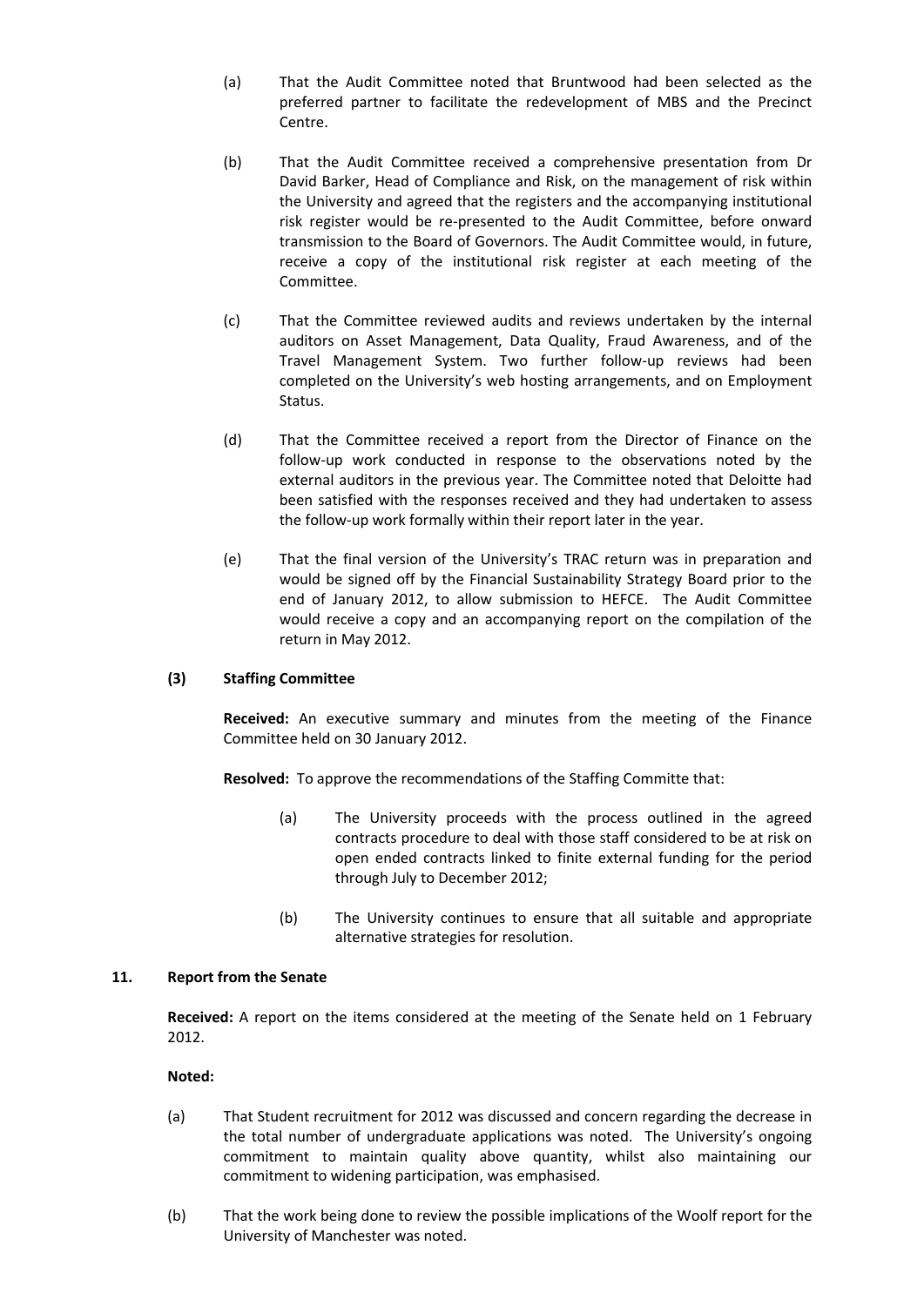(a) That the Audit Committee noted that Bruntwood had been selected as the preferred partner to facilitate the redevelopment of MBS and the Precinct Centre.

(b) That the Audit Committee received a comprehensive presentation from Dr David Barker, Head of Compliance and Risk, on the management of risk within the University and agreed that the registers and the accompanying institutional risk register would be re-presented to the Audit Committee, before onward transmission to the Board of Governors. The Audit Committee would, in future, receive a copy of the institutional risk register at each meeting of the Committee.

(c) That the Committee reviewed audits and reviews undertaken by the internal auditors on Asset Management, Data Quality, Fraud Awareness, and of the Travel Management System. Two further follow-up reviews had been completed on the University's web hosting arrangements, and on Employment Status.

(d) That the Committee received a report from the Director of Finance on the follow-up work conducted in response to the observations noted by the external auditors in the previous year. The Committee noted that Deloitte had been satisfied with the responses received and they had undertaken to assess the follow-up work formally within their report later in the year.

(e) That the final version of the University's TRAC return was in preparation and would be signed off by the Financial Sustainability Strategy Board prior to the end of January 2012, to allow submission to HEFCE. The Audit Committee would receive a copy and an accompanying report on the compilation of the return in May 2012.

**(3) Staffing Committee**

**Received:** An executive summary and minutes from the meeting of the Finance Committee held on 30 January 2012.

**Resolved:** To approve the recommendations of the Staffing Committe that:

(a) The University proceeds with the process outlined in the agreed contracts procedure to deal with those staff considered to be at risk on open ended contracts linked to finite external funding for the period through July to December 2012;

(b) The University continues to ensure that all suitable and appropriate alternative strategies for resolution.

## 11. Report from the Senate

**Received:** A report on the items considered at the meeting of the Senate held on 1 February 2012.

**Noted:**

(a) That Student recruitment for 2012 was discussed and concern regarding the decrease in the total number of undergraduate applications was noted. The University's ongoing commitment to maintain quality above quantity, whilst also maintaining our commitment to widening participation, was emphasised.

(b) That the work being done to review the possible implications of the Woolf report for the University of Manchester was noted.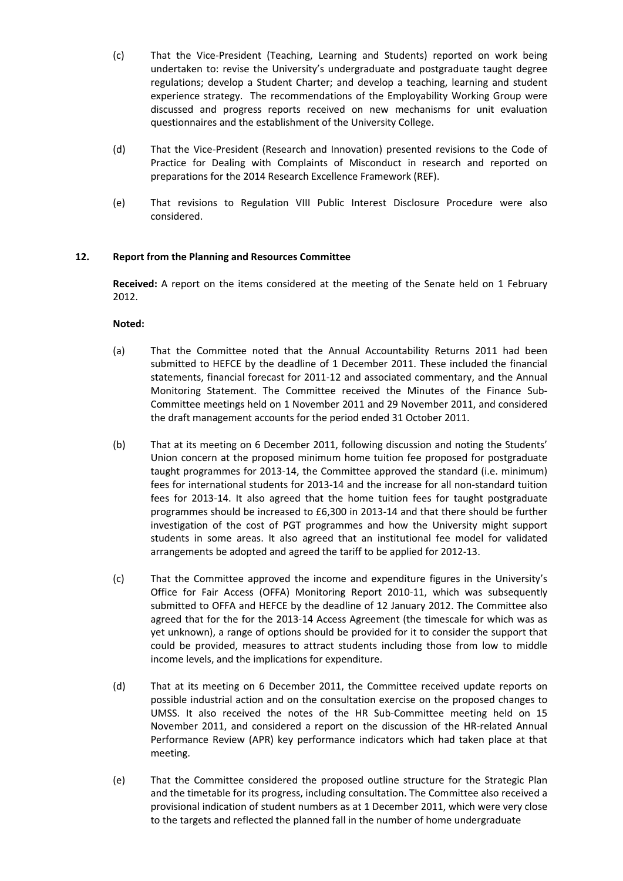(c) That the Vice-President (Teaching, Learning and Students) reported on work being undertaken to: revise the University's undergraduate and postgraduate taught degree regulations; develop a Student Charter; and develop a teaching, learning and student experience strategy. The recommendations of the Employability Working Group were discussed and progress reports received on new mechanisms for unit evaluation questionnaires and the establishment of the University College.

(d) That the Vice-President (Research and Innovation) presented revisions to the Code of Practice for Dealing with Complaints of Misconduct in research and reported on preparations for the 2014 Research Excellence Framework (REF).

(e) That revisions to Regulation VIII Public Interest Disclosure Procedure were also considered.

**12. Report from the Planning and Resources Committee**

**Received:** A report on the items considered at the meeting of the Senate held on 1 February 2012.

**Noted:**

(a) That the Committee noted that the Annual Accountability Returns 2011 had been submitted to HEFCE by the deadline of 1 December 2011. These included the financial statements, financial forecast for 2011-12 and associated commentary, and the Annual Monitoring Statement. The Committee received the Minutes of the Finance Sub-Committee meetings held on 1 November 2011 and 29 November 2011, and considered the draft management accounts for the period ended 31 October 2011.

(b) That at its meeting on 6 December 2011, following discussion and noting the Students' Union concern at the proposed minimum home tuition fee proposed for postgraduate taught programmes for 2013-14, the Committee approved the standard (i.e. minimum) fees for international students for 2013-14 and the increase for all non-standard tuition fees for 2013-14. It also agreed that the home tuition fees for taught postgraduate programmes should be increased to £6,300 in 2013-14 and that there should be further investigation of the cost of PGT programmes and how the University might support students in some areas. It also agreed that an institutional fee model for validated arrangements be adopted and agreed the tariff to be applied for 2012-13.

(c) That the Committee approved the income and expenditure figures in the University's Office for Fair Access (OFFA) Monitoring Report 2010-11, which was subsequently submitted to OFFA and HEFCE by the deadline of 12 January 2012. The Committee also agreed that for the for the 2013-14 Access Agreement (the timescale for which was as yet unknown), a range of options should be provided for it to consider the support that could be provided, measures to attract students including those from low to middle income levels, and the implications for expenditure.

(d) That at its meeting on 6 December 2011, the Committee received update reports on possible industrial action and on the consultation exercise on the proposed changes to UMSS. It also received the notes of the HR Sub-Committee meeting held on 15 November 2011, and considered a report on the discussion of the HR-related Annual Performance Review (APR) key performance indicators which had taken place at that meeting.

(e) That the Committee considered the proposed outline structure for the Strategic Plan and the timetable for its progress, including consultation. The Committee also received a provisional indication of student numbers as at 1 December 2011, which were very close to the targets and reflected the planned fall in the number of home undergraduate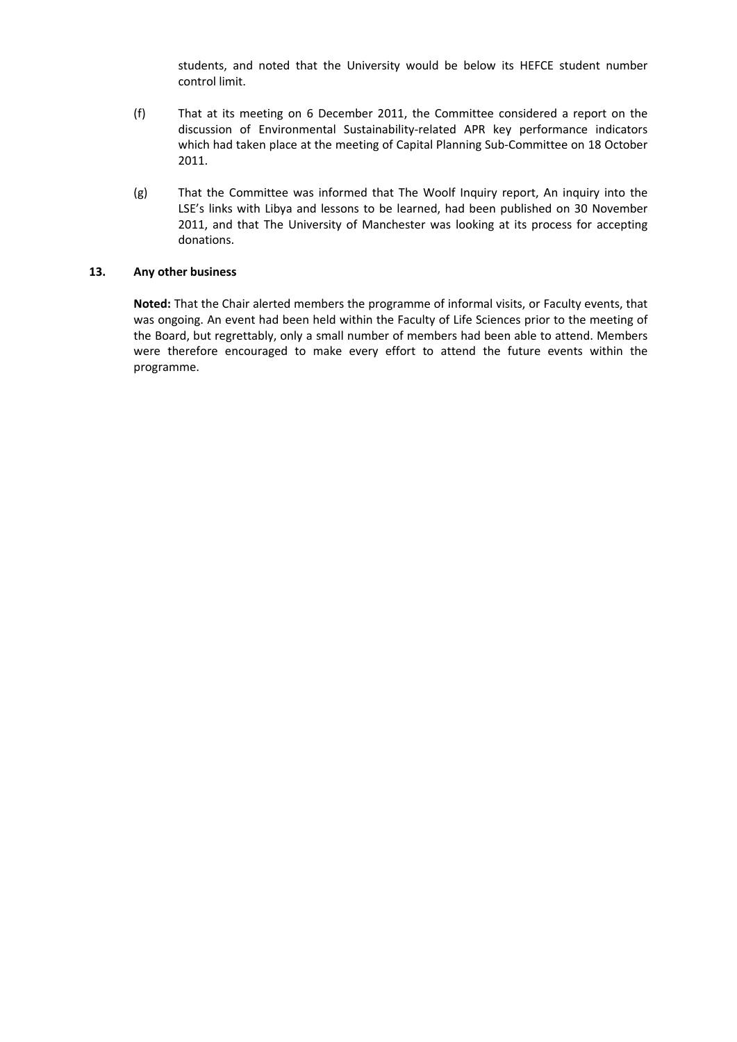students, and noted that the University would be below its HEFCE student number control limit.

(f) That at its meeting on 6 December 2011, the Committee considered a report on the discussion of Environmental Sustainability-related APR key performance indicators which had taken place at the meeting of Capital Planning Sub-Committee on 18 October 2011.

(g) That the Committee was informed that The Woolf Inquiry report, An inquiry into the LSE's links with Libya and lessons to be learned, had been published on 30 November 2011, and that The University of Manchester was looking at its process for accepting donations.

## 13. Any other business

**Noted:** That the Chair alerted members the programme of informal visits, or Faculty events, that was ongoing. An event had been held within the Faculty of Life Sciences prior to the meeting of the Board, but regrettably, only a small number of members had been able to attend. Members were therefore encouraged to make every effort to attend the future events within the programme.